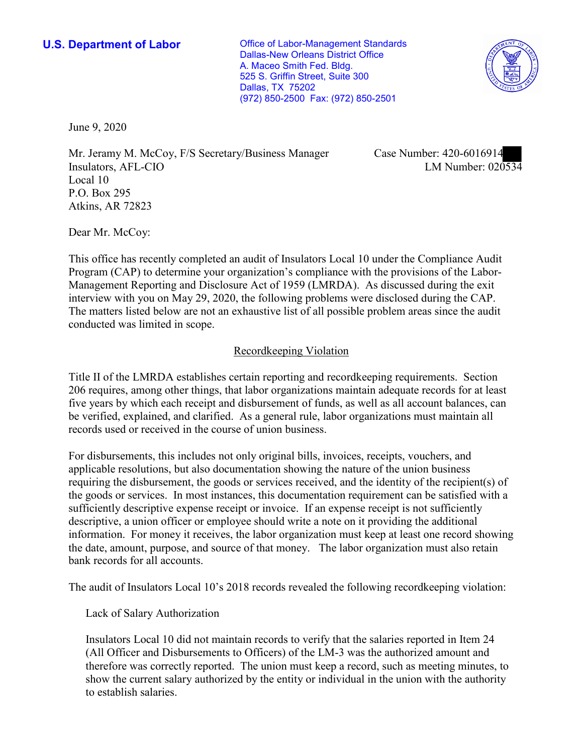**U.S. Department of Labor**

Office of Labor-Management Standards
Dallas-New Orleans District Office
A. Maceo Smith Fed. Bldg.
525 S. Griffin Street, Suite 300
Dallas, TX 75202
(972) 850-2500 Fax: (972) 850-2501

June 9, 2020

Mr. Jeramy M. McCoy, F/S Secretary/Business Manager
Insulators, AFL-CIO
Local 10
P.O. Box 295
Atkins, AR 72823

Case Number: 420-6016914
LM Number: 020534

Dear Mr. McCoy:

This office has recently completed an audit of Insulators Local 10 under the Compliance Audit Program (CAP) to determine your organization's compliance with the provisions of the Labor-Management Reporting and Disclosure Act of 1959 (LMRDA). As discussed during the exit interview with you on May 29, 2020, the following problems were disclosed during the CAP. The matters listed below are not an exhaustive list of all possible problem areas since the audit conducted was limited in scope.

## Recordkeeping Violation

Title II of the LMRDA establishes certain reporting and recordkeeping requirements. Section 206 requires, among other things, that labor organizations maintain adequate records for at least five years by which each receipt and disbursement of funds, as well as all account balances, can be verified, explained, and clarified. As a general rule, labor organizations must maintain all records used or received in the course of union business.

For disbursements, this includes not only original bills, invoices, receipts, vouchers, and applicable resolutions, but also documentation showing the nature of the union business requiring the disbursement, the goods or services received, and the identity of the recipient(s) of the goods or services. In most instances, this documentation requirement can be satisfied with a sufficiently descriptive expense receipt or invoice. If an expense receipt is not sufficiently descriptive, a union officer or employee should write a note on it providing the additional information. For money it receives, the labor organization must keep at least one record showing the date, amount, purpose, and source of that money. The labor organization must also retain bank records for all accounts.

The audit of Insulators Local 10's 2018 records revealed the following recordkeeping violation:

Lack of Salary Authorization

Insulators Local 10 did not maintain records to verify that the salaries reported in Item 24 (All Officer and Disbursements to Officers) of the LM-3 was the authorized amount and therefore was correctly reported. The union must keep a record, such as meeting minutes, to show the current salary authorized by the entity or individual in the union with the authority to establish salaries.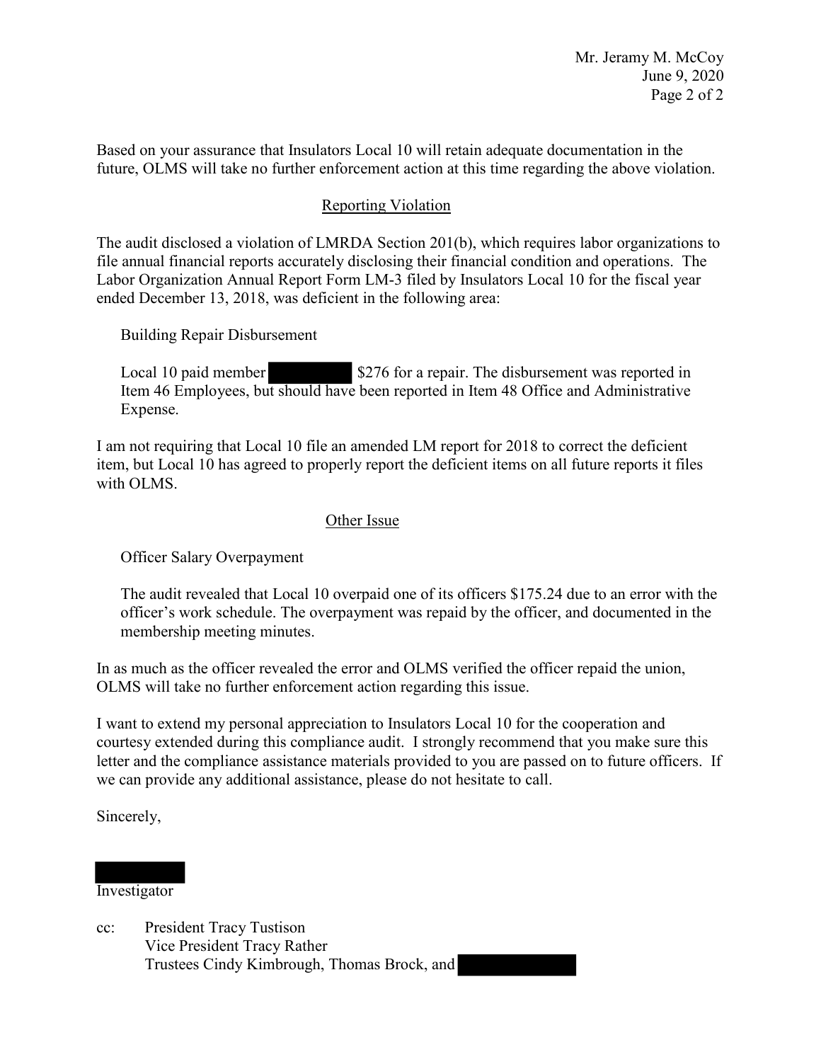Based on your assurance that Insulators Local 10 will retain adequate documentation in the future, OLMS will take no further enforcement action at this time regarding the above violation.

## Reporting Violation

The audit disclosed a violation of LMRDA Section 201(b), which requires labor organizations to file annual financial reports accurately disclosing their financial condition and operations. The Labor Organization Annual Report Form LM-3 filed by Insulators Local 10 for the fiscal year ended December 13, 2018, was deficient in the following area:

Building Repair Disbursement

Local 10 paid member [redacted] $276 for a repair. The disbursement was reported in Item 46 Employees, but should have been reported in Item 48 Office and Administrative Expense.

I am not requiring that Local 10 file an amended LM report for 2018 to correct the deficient item, but Local 10 has agreed to properly report the deficient items on all future reports it files with OLMS.

## Other Issue

Officer Salary Overpayment

The audit revealed that Local 10 overpaid one of its officers $175.24 due to an error with the officer's work schedule. The overpayment was repaid by the officer, and documented in the membership meeting minutes.

In as much as the officer revealed the error and OLMS verified the officer repaid the union, OLMS will take no further enforcement action regarding this issue.

I want to extend my personal appreciation to Insulators Local 10 for the cooperation and courtesy extended during this compliance audit. I strongly recommend that you make sure this letter and the compliance assistance materials provided to you are passed on to future officers. If we can provide any additional assistance, please do not hesitate to call.

Sincerely,

[redacted]

Investigator

cc: President Tracy Tustison
Vice President Tracy Rather
Trustees Cindy Kimbrough, Thomas Brock, and [redacted]